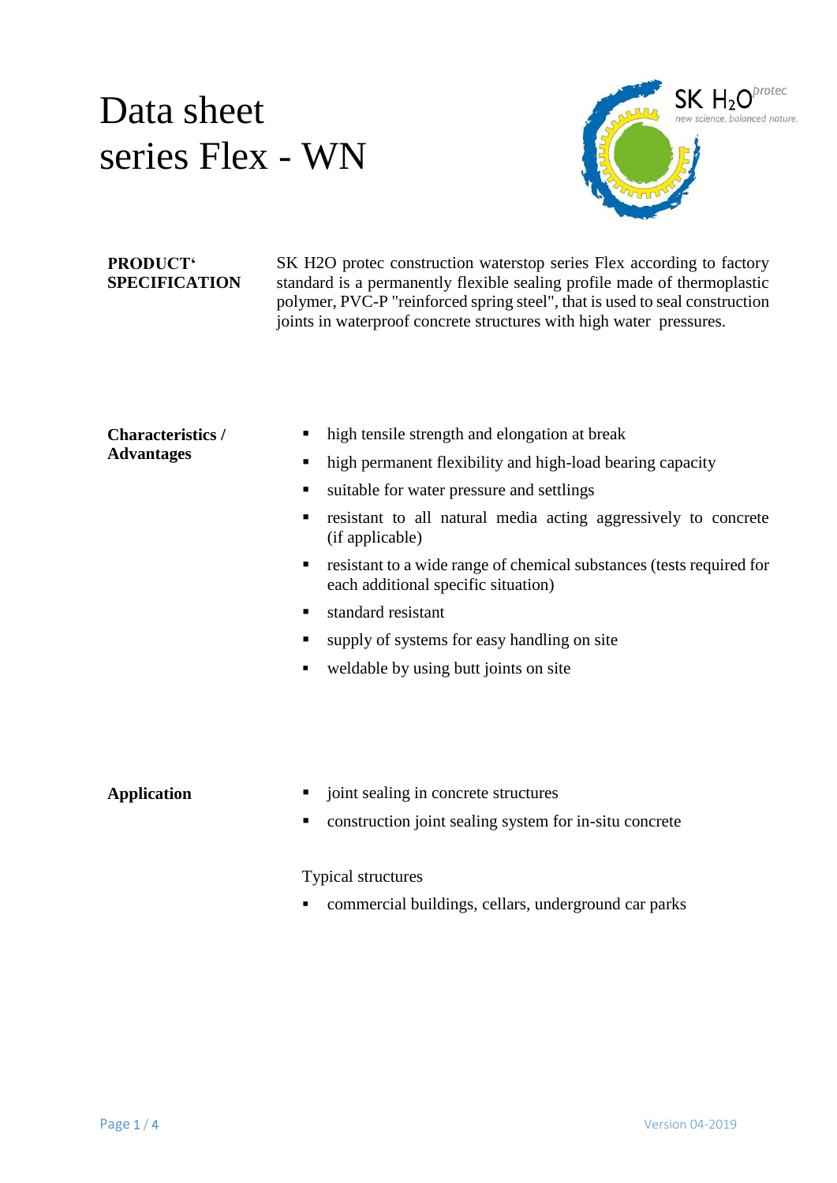# Data sheet
# series Flex - WN

SK $H_2O$ protec
new science. balanced nature.

**PRODUCT' SPECIFICATION**

SK H2O protec construction waterstop series Flex according to factory standard is a permanently flexible sealing profile made of thermoplastic polymer, PVC-P "reinforced spring steel", that is used to seal construction joints in waterproof concrete structures with high water pressures.

**Characteristics / Advantages**

- high tensile strength and elongation at break
- high permanent flexibility and high-load bearing capacity
- suitable for water pressure and settlings
- resistant to all natural media acting aggressively to concrete (if applicable)
- resistant to a wide range of chemical substances (tests required for each additional specific situation)
- standard resistant
- supply of systems for easy handling on site
- weldable by using butt joints on site

**Application**

- joint sealing in concrete structures
- construction joint sealing system for in-situ concrete

Typical structures

- commercial buildings, cellars, underground car parks

Version 04-2019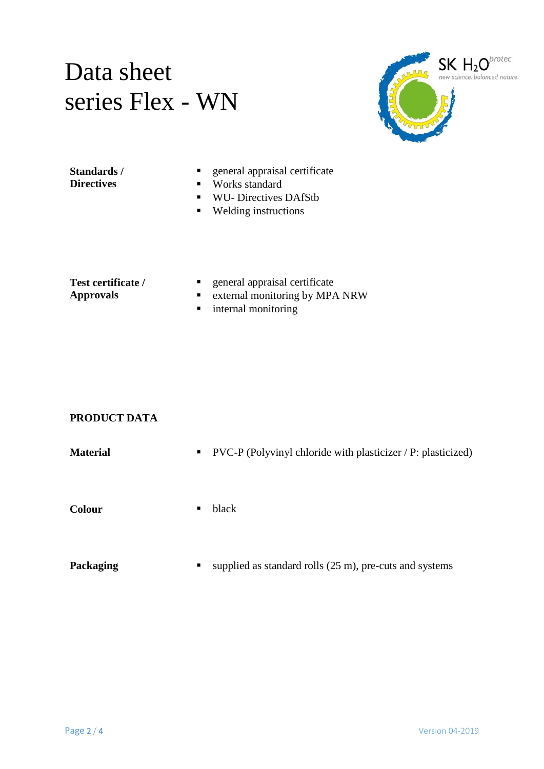# Data sheet
# series Flex - WN

**Standards / Directives**

- general appraisal certificate
- Works standard
- WU- Directives DAfStb
- Welding instructions

**Test certificate / Approvals**

- general appraisal certificate
- external monitoring by MPA NRW
- internal monitoring

## PRODUCT DATA

**Material**

- PVC-P (Polyvinyl chloride with plasticizer / P: plasticized)

**Colour**

- black

**Packaging**

- supplied as standard rolls (25 m), pre-cuts and systems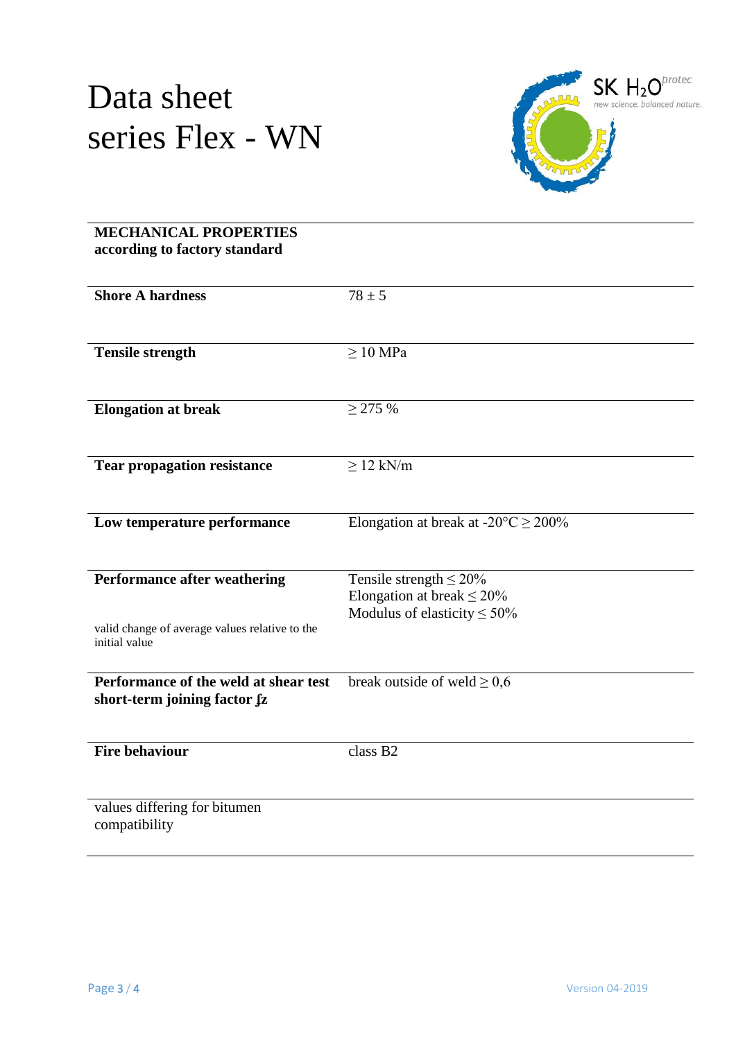# Data sheet series Flex - WN

| **MECHANICAL PROPERTIES according to factory standard** | |
|---|---|
| **Shore A hardness** | 78 ± 5 |
| **Tensile strength** | ≥ 10 MPa |
| **Elongation at break** | ≥ 275 % |
| **Tear propagation resistance** | ≥ 12 kN/m |
| **Low temperature performance** | Elongation at break at -20°C ≥ 200% |
| **Performance after weathering**<br><br>valid change of average values relative to the initial value | Tensile strength ≤ 20%<br>Elongation at break ≤ 20%<br>Modulus of elasticity ≤ 50% |
| **Performance of the weld at shear test short-term joining factor ʄz** | break outside of weld ≥ 0,6 |
| **Fire behaviour** | class B2 |
| values differing for bitumen compatibility | |

Version 04-2019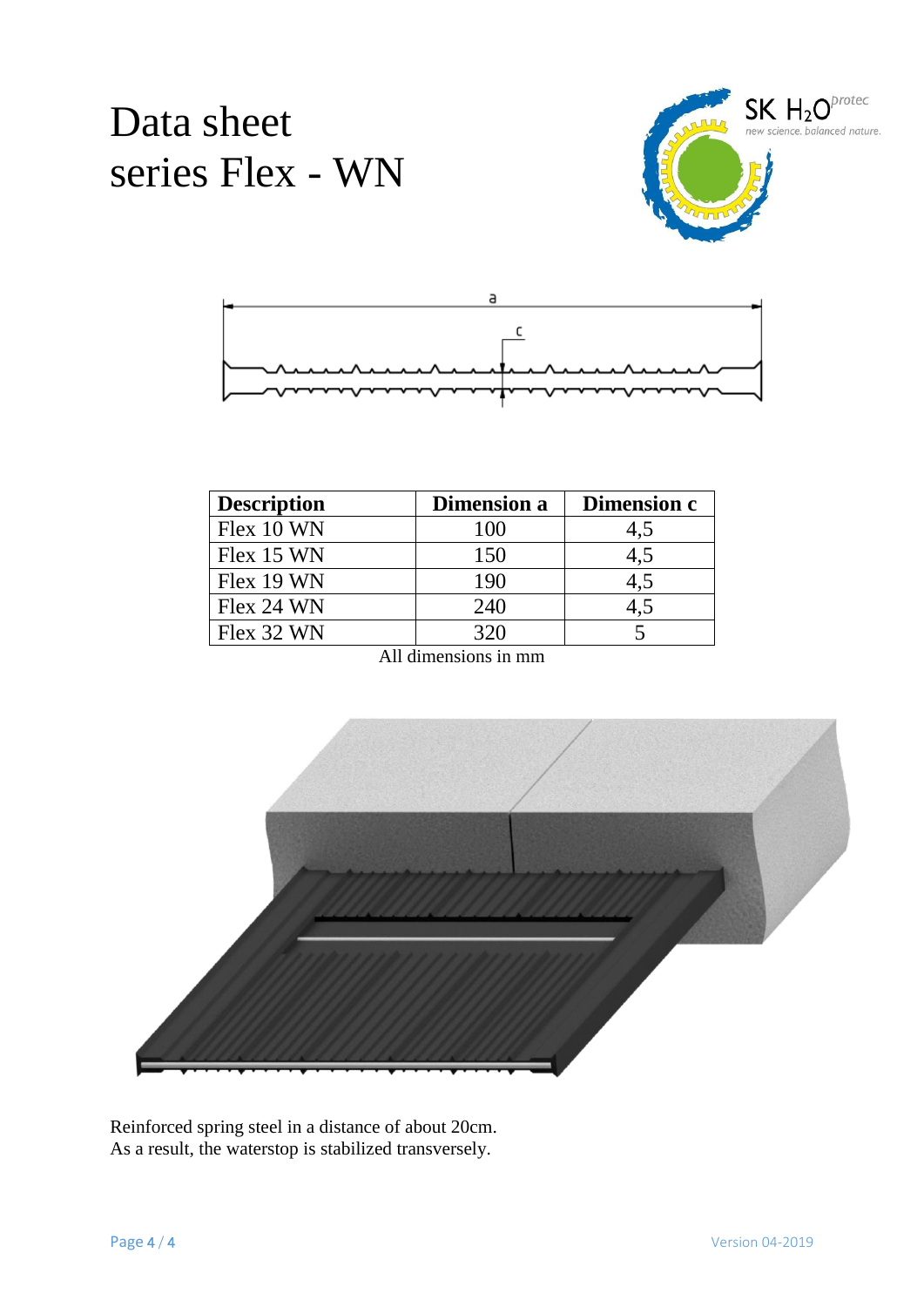# Data sheet
# series Flex - WN

SK $H_2O$ protec
new science. balanced nature.

a

c

| Description | Dimension a | Dimension c |
|---|---|---|
| Flex 10 WN | 100 | 4,5 |
| Flex 15 WN | 150 | 4,5 |
| Flex 19 WN | 190 | 4,5 |
| Flex 24 WN | 240 | 4,5 |
| Flex 32 WN | 320 | 5 |

All dimensions in mm

Reinforced spring steel in a distance of about 20cm.
As a result, the waterstop is stabilized transversely.

Version 04-2019